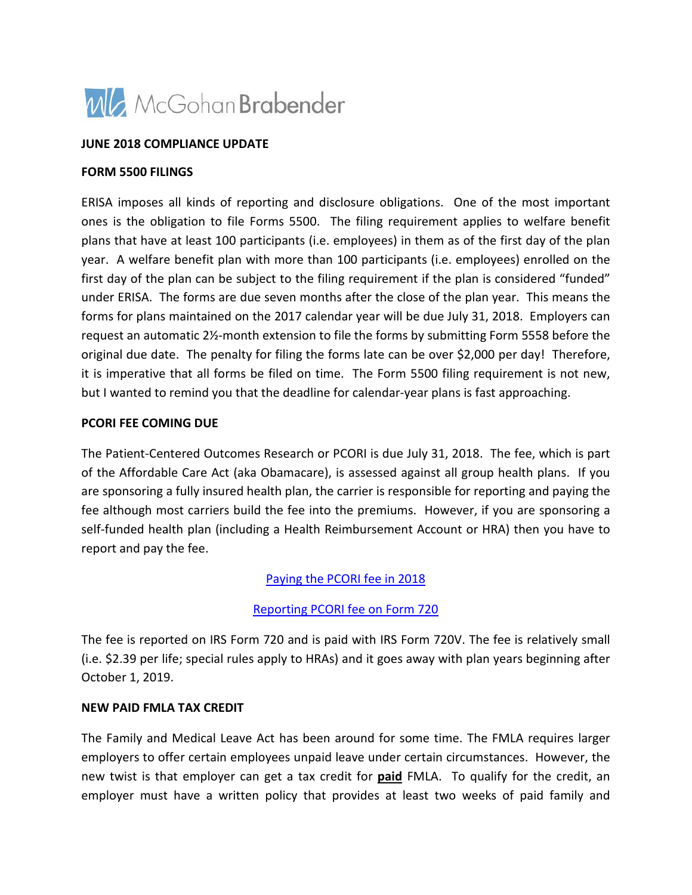McGohan Brabender

**JUNE 2018 COMPLIANCE UPDATE**

**FORM 5500 FILINGS**

ERISA imposes all kinds of reporting and disclosure obligations. One of the most important ones is the obligation to file Forms 5500. The filing requirement applies to welfare benefit plans that have at least 100 participants (i.e. employees) in them as of the first day of the plan year. A welfare benefit plan with more than 100 participants (i.e. employees) enrolled on the first day of the plan can be subject to the filing requirement if the plan is considered "funded" under ERISA. The forms are due seven months after the close of the plan year. This means the forms for plans maintained on the 2017 calendar year will be due July 31, 2018. Employers can request an automatic 2½-month extension to file the forms by submitting Form 5558 before the original due date. The penalty for filing the forms late can be over $2,000 per day! Therefore, it is imperative that all forms be filed on time. The Form 5500 filing requirement is not new, but I wanted to remind you that the deadline for calendar-year plans is fast approaching.

**PCORI FEE COMING DUE**

The Patient-Centered Outcomes Research or PCORI is due July 31, 2018. The fee, which is part of the Affordable Care Act (aka Obamacare), is assessed against all group health plans. If you are sponsoring a fully insured health plan, the carrier is responsible for reporting and paying the fee although most carriers build the fee into the premiums. However, if you are sponsoring a self-funded health plan (including a Health Reimbursement Account or HRA) then you have to report and pay the fee.

Paying the PCORI fee in 2018

Reporting PCORI fee on Form 720

The fee is reported on IRS Form 720 and is paid with IRS Form 720V. The fee is relatively small (i.e. $2.39 per life; special rules apply to HRAs) and it goes away with plan years beginning after October 1, 2019.

**NEW PAID FMLA TAX CREDIT**

The Family and Medical Leave Act has been around for some time. The FMLA requires larger employers to offer certain employees unpaid leave under certain circumstances. However, the new twist is that employer can get a tax credit for **paid** FMLA. To qualify for the credit, an employer must have a written policy that provides at least two weeks of paid family and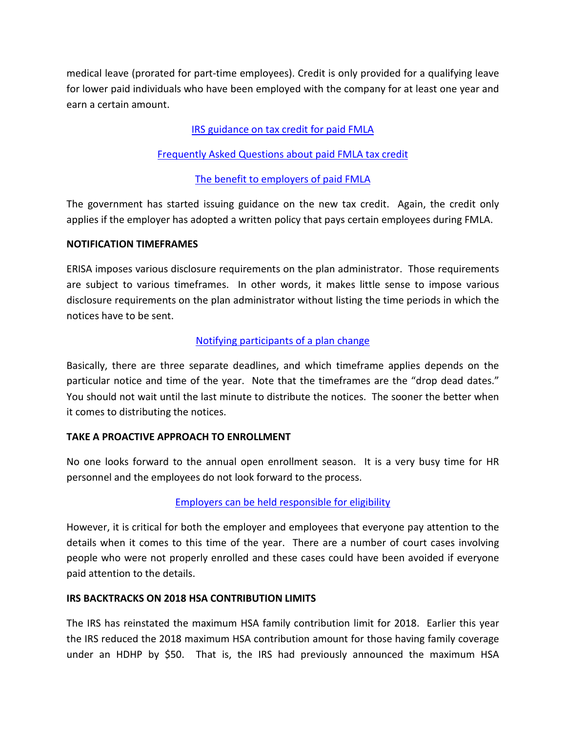medical leave (prorated for part-time employees). Credit is only provided for a qualifying leave for lower paid individuals who have been employed with the company for at least one year and earn a certain amount.

IRS guidance on tax credit for paid FMLA

Frequently Asked Questions about paid FMLA tax credit

The benefit to employers of paid FMLA

The government has started issuing guidance on the new tax credit. Again, the credit only applies if the employer has adopted a written policy that pays certain employees during FMLA.

**NOTIFICATION TIMEFRAMES**

ERISA imposes various disclosure requirements on the plan administrator. Those requirements are subject to various timeframes. In other words, it makes little sense to impose various disclosure requirements on the plan administrator without listing the time periods in which the notices have to be sent.

Notifying participants of a plan change

Basically, there are three separate deadlines, and which timeframe applies depends on the particular notice and time of the year. Note that the timeframes are the "drop dead dates." You should not wait until the last minute to distribute the notices. The sooner the better when it comes to distributing the notices.

**TAKE A PROACTIVE APPROACH TO ENROLLMENT**

No one looks forward to the annual open enrollment season. It is a very busy time for HR personnel and the employees do not look forward to the process.

Employers can be held responsible for eligibility

However, it is critical for both the employer and employees that everyone pay attention to the details when it comes to this time of the year. There are a number of court cases involving people who were not properly enrolled and these cases could have been avoided if everyone paid attention to the details.

**IRS BACKTRACKS ON 2018 HSA CONTRIBUTION LIMITS**

The IRS has reinstated the maximum HSA family contribution limit for 2018. Earlier this year the IRS reduced the 2018 maximum HSA contribution amount for those having family coverage under an HDHP by $50. That is, the IRS had previously announced the maximum HSA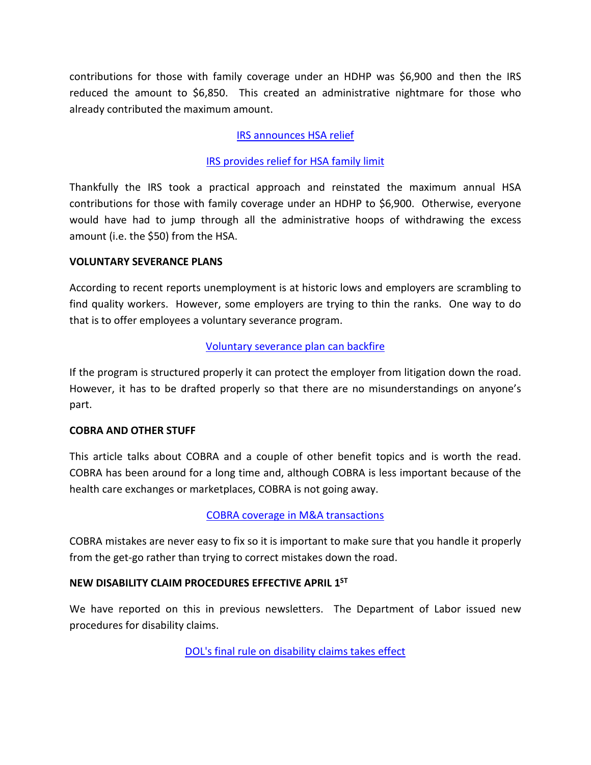contributions for those with family coverage under an HDHP was $6,900 and then the IRS reduced the amount to $6,850. This created an administrative nightmare for those who already contributed the maximum amount.

IRS announces HSA relief

IRS provides relief for HSA family limit

Thankfully the IRS took a practical approach and reinstated the maximum annual HSA contributions for those with family coverage under an HDHP to $6,900. Otherwise, everyone would have had to jump through all the administrative hoops of withdrawing the excess amount (i.e. the $50) from the HSA.

**VOLUNTARY SEVERANCE PLANS**

According to recent reports unemployment is at historic lows and employers are scrambling to find quality workers. However, some employers are trying to thin the ranks. One way to do that is to offer employees a voluntary severance program.

Voluntary severance plan can backfire

If the program is structured properly it can protect the employer from litigation down the road. However, it has to be drafted properly so that there are no misunderstandings on anyone's part.

**COBRA AND OTHER STUFF**

This article talks about COBRA and a couple of other benefit topics and is worth the read. COBRA has been around for a long time and, although COBRA is less important because of the health care exchanges or marketplaces, COBRA is not going away.

COBRA coverage in M&A transactions

COBRA mistakes are never easy to fix so it is important to make sure that you handle it properly from the get-go rather than trying to correct mistakes down the road.

**NEW DISABILITY CLAIM PROCEDURES EFFECTIVE APRIL 1ST**

We have reported on this in previous newsletters. The Department of Labor issued new procedures for disability claims.

DOL's final rule on disability claims takes effect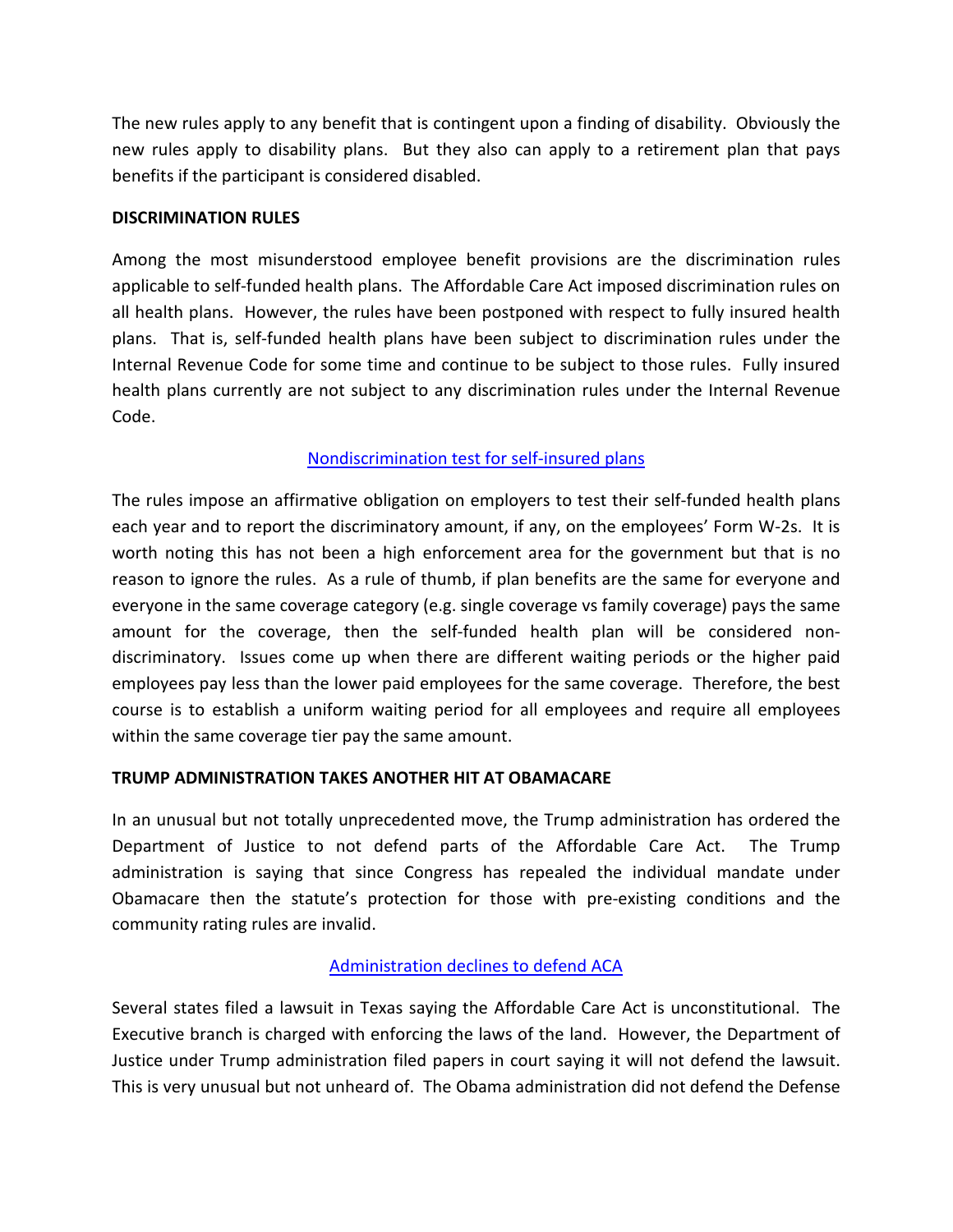The new rules apply to any benefit that is contingent upon a finding of disability. Obviously the new rules apply to disability plans. But they also can apply to a retirement plan that pays benefits if the participant is considered disabled.

**DISCRIMINATION RULES**

Among the most misunderstood employee benefit provisions are the discrimination rules applicable to self-funded health plans. The Affordable Care Act imposed discrimination rules on all health plans. However, the rules have been postponed with respect to fully insured health plans. That is, self-funded health plans have been subject to discrimination rules under the Internal Revenue Code for some time and continue to be subject to those rules. Fully insured health plans currently are not subject to any discrimination rules under the Internal Revenue Code.

Nondiscrimination test for self-insured plans

The rules impose an affirmative obligation on employers to test their self-funded health plans each year and to report the discriminatory amount, if any, on the employees' Form W-2s. It is worth noting this has not been a high enforcement area for the government but that is no reason to ignore the rules. As a rule of thumb, if plan benefits are the same for everyone and everyone in the same coverage category (e.g. single coverage vs family coverage) pays the same amount for the coverage, then the self-funded health plan will be considered non-discriminatory. Issues come up when there are different waiting periods or the higher paid employees pay less than the lower paid employees for the same coverage. Therefore, the best course is to establish a uniform waiting period for all employees and require all employees within the same coverage tier pay the same amount.

**TRUMP ADMINISTRATION TAKES ANOTHER HIT AT OBAMACARE**

In an unusual but not totally unprecedented move, the Trump administration has ordered the Department of Justice to not defend parts of the Affordable Care Act. The Trump administration is saying that since Congress has repealed the individual mandate under Obamacare then the statute's protection for those with pre-existing conditions and the community rating rules are invalid.

Administration declines to defend ACA

Several states filed a lawsuit in Texas saying the Affordable Care Act is unconstitutional. The Executive branch is charged with enforcing the laws of the land. However, the Department of Justice under Trump administration filed papers in court saying it will not defend the lawsuit. This is very unusual but not unheard of. The Obama administration did not defend the Defense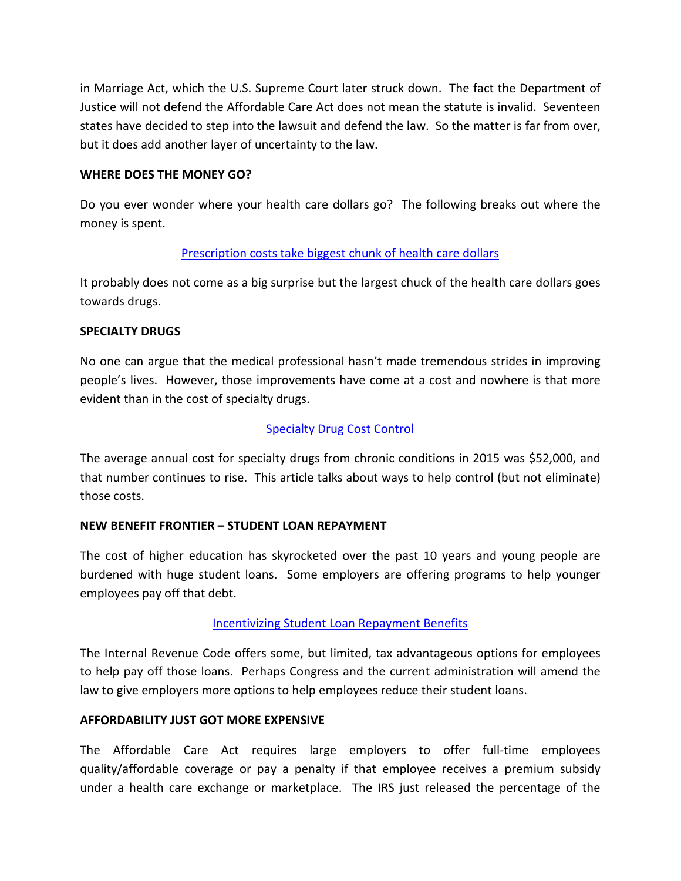in Marriage Act, which the U.S. Supreme Court later struck down. The fact the Department of Justice will not defend the Affordable Care Act does not mean the statute is invalid. Seventeen states have decided to step into the lawsuit and defend the law. So the matter is far from over, but it does add another layer of uncertainty to the law.

**WHERE DOES THE MONEY GO?**

Do you ever wonder where your health care dollars go? The following breaks out where the money is spent.

[Prescription costs take biggest chunk of health care dollars]()

It probably does not come as a big surprise but the largest chuck of the health care dollars goes towards drugs.

**SPECIALTY DRUGS**

No one can argue that the medical professional hasn't made tremendous strides in improving people's lives. However, those improvements have come at a cost and nowhere is that more evident than in the cost of specialty drugs.

[Specialty Drug Cost Control]()

The average annual cost for specialty drugs from chronic conditions in 2015 was $52,000, and that number continues to rise. This article talks about ways to help control (but not eliminate) those costs.

**NEW BENEFIT FRONTIER – STUDENT LOAN REPAYMENT**

The cost of higher education has skyrocketed over the past 10 years and young people are burdened with huge student loans. Some employers are offering programs to help younger employees pay off that debt.

[Incentivizing Student Loan Repayment Benefits]()

The Internal Revenue Code offers some, but limited, tax advantageous options for employees to help pay off those loans. Perhaps Congress and the current administration will amend the law to give employers more options to help employees reduce their student loans.

**AFFORDABILITY JUST GOT MORE EXPENSIVE**

The Affordable Care Act requires large employers to offer full-time employees quality/affordable coverage or pay a penalty if that employee receives a premium subsidy under a health care exchange or marketplace. The IRS just released the percentage of the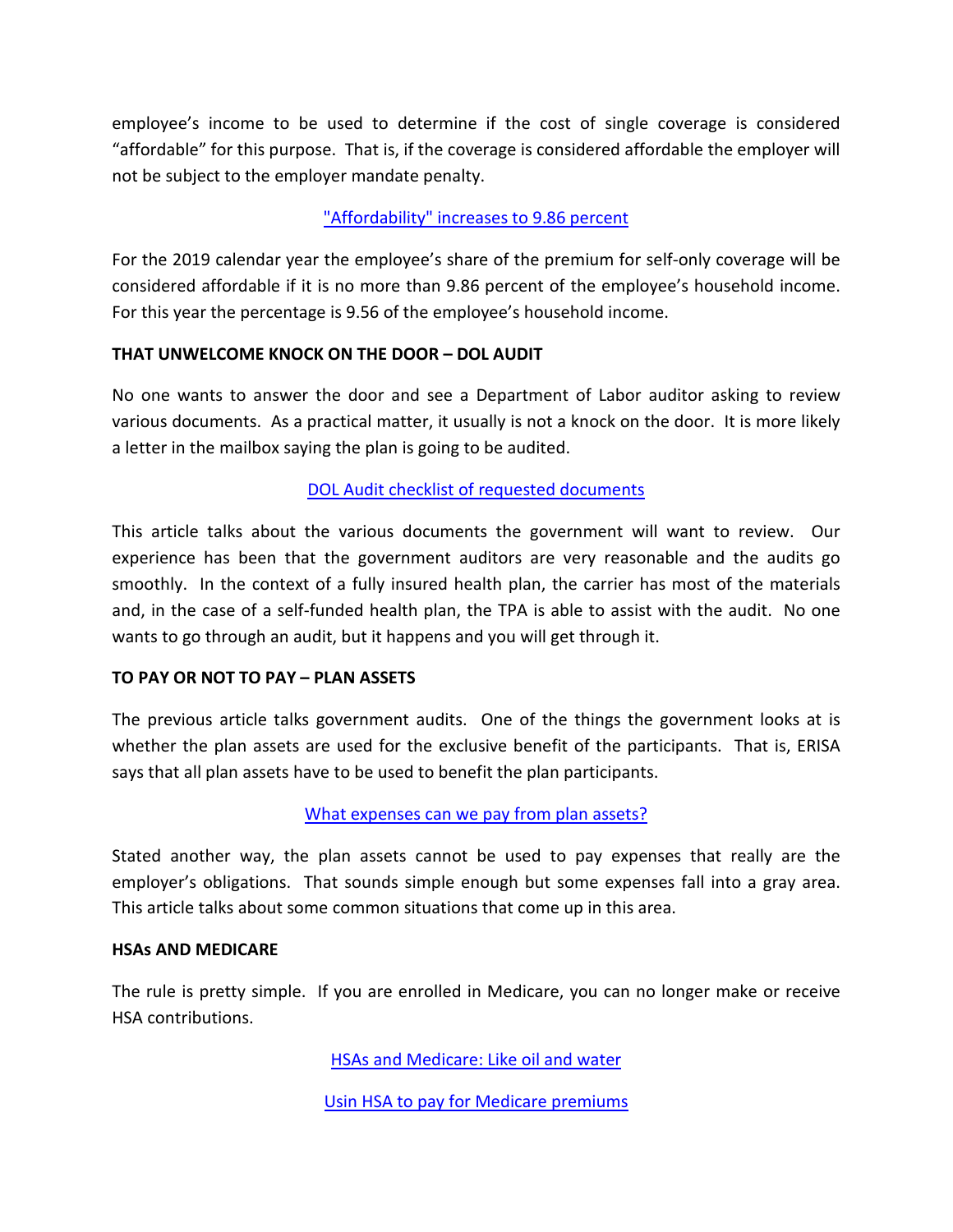employee's income to be used to determine if the cost of single coverage is considered "affordable" for this purpose. That is, if the coverage is considered affordable the employer will not be subject to the employer mandate penalty.

"Affordability" increases to 9.86 percent

For the 2019 calendar year the employee's share of the premium for self-only coverage will be considered affordable if it is no more than 9.86 percent of the employee's household income. For this year the percentage is 9.56 of the employee's household income.

**THAT UNWELCOME KNOCK ON THE DOOR – DOL AUDIT**

No one wants to answer the door and see a Department of Labor auditor asking to review various documents. As a practical matter, it usually is not a knock on the door. It is more likely a letter in the mailbox saying the plan is going to be audited.

DOL Audit checklist of requested documents

This article talks about the various documents the government will want to review. Our experience has been that the government auditors are very reasonable and the audits go smoothly. In the context of a fully insured health plan, the carrier has most of the materials and, in the case of a self-funded health plan, the TPA is able to assist with the audit. No one wants to go through an audit, but it happens and you will get through it.

**TO PAY OR NOT TO PAY – PLAN ASSETS**

The previous article talks government audits. One of the things the government looks at is whether the plan assets are used for the exclusive benefit of the participants. That is, ERISA says that all plan assets have to be used to benefit the plan participants.

What expenses can we pay from plan assets?

Stated another way, the plan assets cannot be used to pay expenses that really are the employer's obligations. That sounds simple enough but some expenses fall into a gray area. This article talks about some common situations that come up in this area.

**HSAs AND MEDICARE**

The rule is pretty simple. If you are enrolled in Medicare, you can no longer make or receive HSA contributions.

HSAs and Medicare: Like oil and water

Usin HSA to pay for Medicare premiums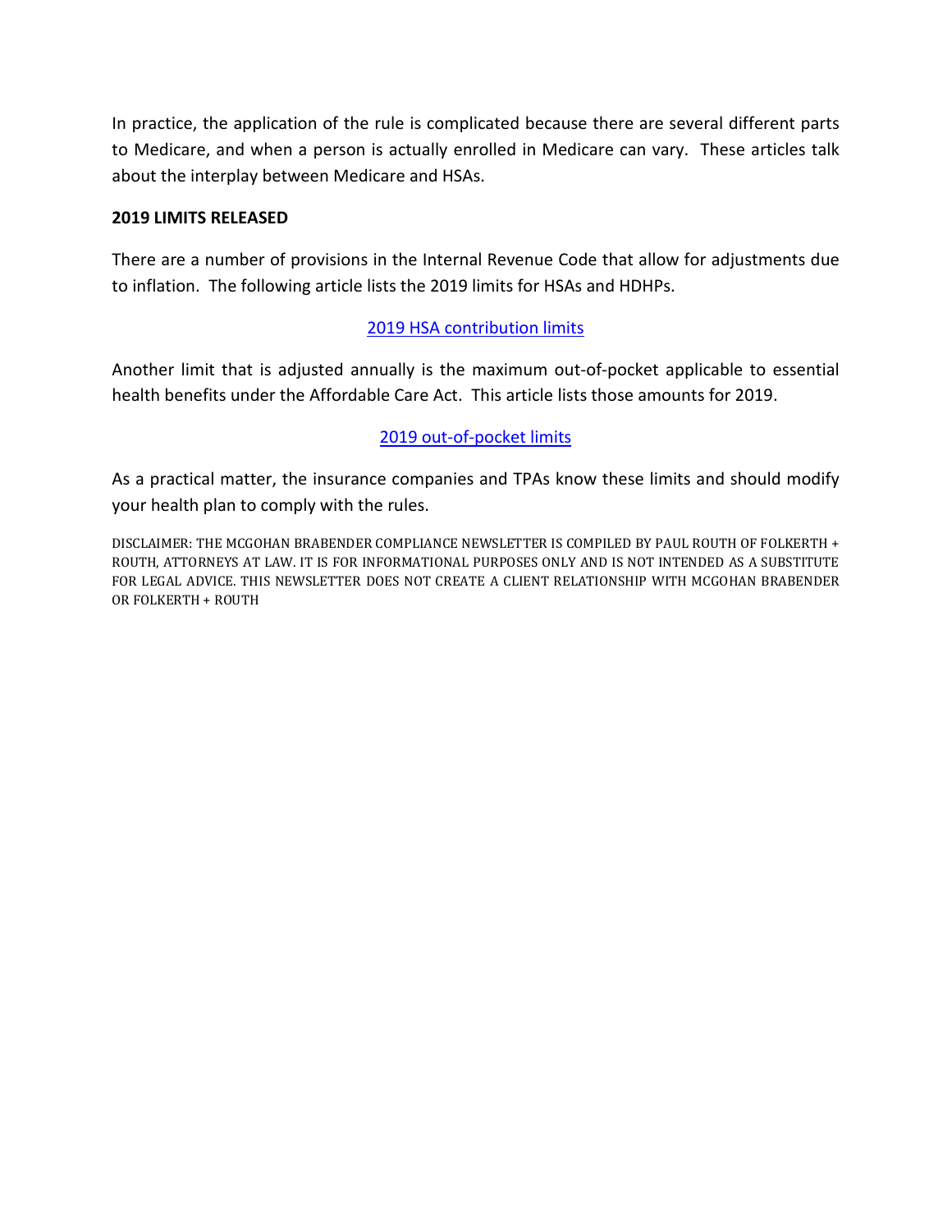In practice, the application of the rule is complicated because there are several different parts to Medicare, and when a person is actually enrolled in Medicare can vary. These articles talk about the interplay between Medicare and HSAs.

**2019 LIMITS RELEASED**

There are a number of provisions in the Internal Revenue Code that allow for adjustments due to inflation. The following article lists the 2019 limits for HSAs and HDHPs.

2019 HSA contribution limits

Another limit that is adjusted annually is the maximum out-of-pocket applicable to essential health benefits under the Affordable Care Act. This article lists those amounts for 2019.

2019 out-of-pocket limits

As a practical matter, the insurance companies and TPAs know these limits and should modify your health plan to comply with the rules.

DISCLAIMER: THE MCGOHAN BRABENDER COMPLIANCE NEWSLETTER IS COMPILED BY PAUL ROUTH OF FOLKERTH + ROUTH, ATTORNEYS AT LAW. IT IS FOR INFORMATIONAL PURPOSES ONLY AND IS NOT INTENDED AS A SUBSTITUTE FOR LEGAL ADVICE. THIS NEWSLETTER DOES NOT CREATE A CLIENT RELATIONSHIP WITH MCGOHAN BRABENDER OR FOLKERTH + ROUTH